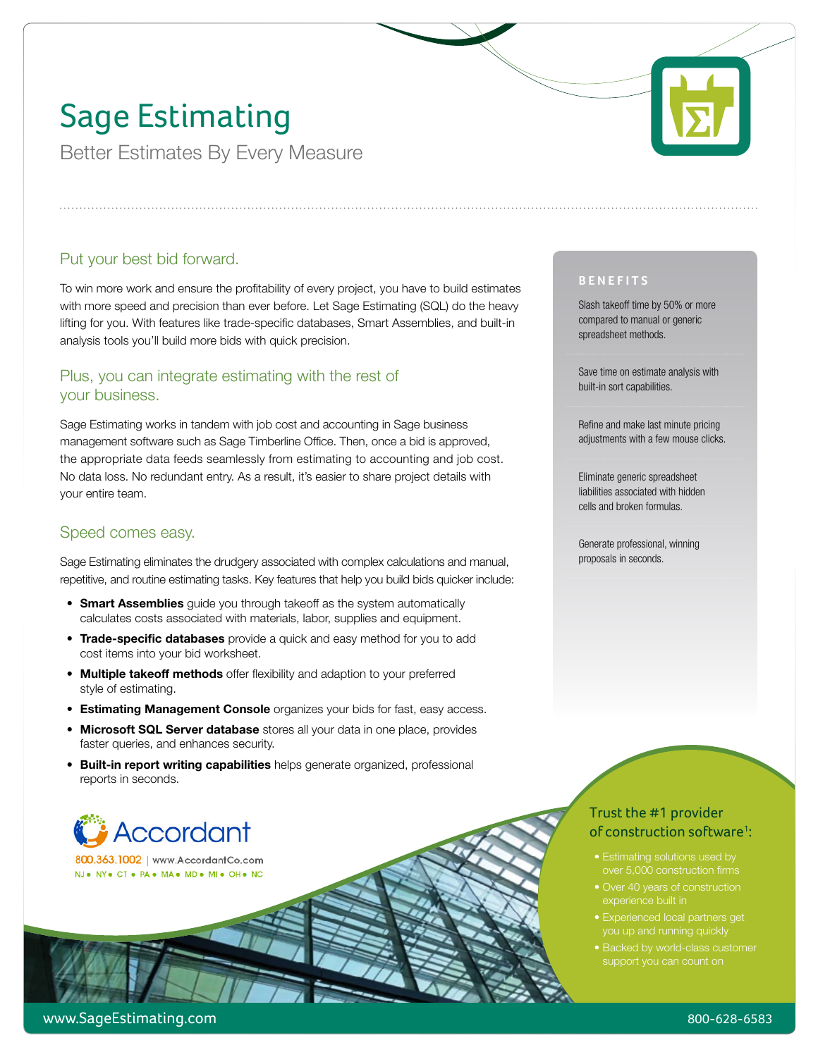# Sage Estimating

Better Estimates By Every Measure

## Put your best bid forward.

To win more work and ensure the profitability of every project, you have to build estimates with more speed and precision than ever before. Let Sage Estimating (SQL) do the heavy lifting for you. With features like trade-specific databases, Smart Assemblies, and built-in analysis tools you'll build more bids with quick precision.

## Plus, you can integrate estimating with the rest of your business.

Sage Estimating works in tandem with job cost and accounting in Sage business management software such as Sage Timberline Office. Then, once a bid is approved, the appropriate data feeds seamlessly from estimating to accounting and job cost. No data loss. No redundant entry. As a result, it's easier to share project details with your entire team.

## Speed comes easy.

Sage Estimating eliminates the drudgery associated with complex calculations and manual, repetitive, and routine estimating tasks. Key features that help you build bids quicker include:

- **Smart Assemblies** guide you through takeoff as the system automatically calculates costs associated with materials, labor, supplies and equipment.
- **Trade-specific databases** provide a quick and easy method for you to add cost items into your bid worksheet.
- **Multiple takeoff methods** offer flexibility and adaption to your preferred style of estimating.
- **Estimating Management Console** organizes your bids for fast, easy access.
- **Microsoft SQL Server database** stores all your data in one place, provides faster queries, and enhances security.
- **Built-in report writing capabilities** helps generate organized, professional reports in seconds.

### BENEFITS

- Slash takeoff time by 50% or more compared to manual or generic spreadsheet methods.
- Save time on estimate analysis with built-in sort capabilities.
- Refine and make last minute pricing adjustments with a few mouse clicks.
- Eliminate generic spreadsheet liabilities associated with hidden cells and broken formulas.
- Generate professional, winning proposals in seconds.

### Trust the #1 provider of construction software[1]:

- Estimating solutions used by over 5,000 construction firms
- Over 40 years of construction experience built in
- Experienced local partners get you up and running quickly
- Backed by world-class customer support you can count on

Accordant

800.363.1002 | www.AccordantCo.com

NJ • NY • CT • PA • MA • MD • MI • OH • NC

www.SageEstimating.com

800-628-6583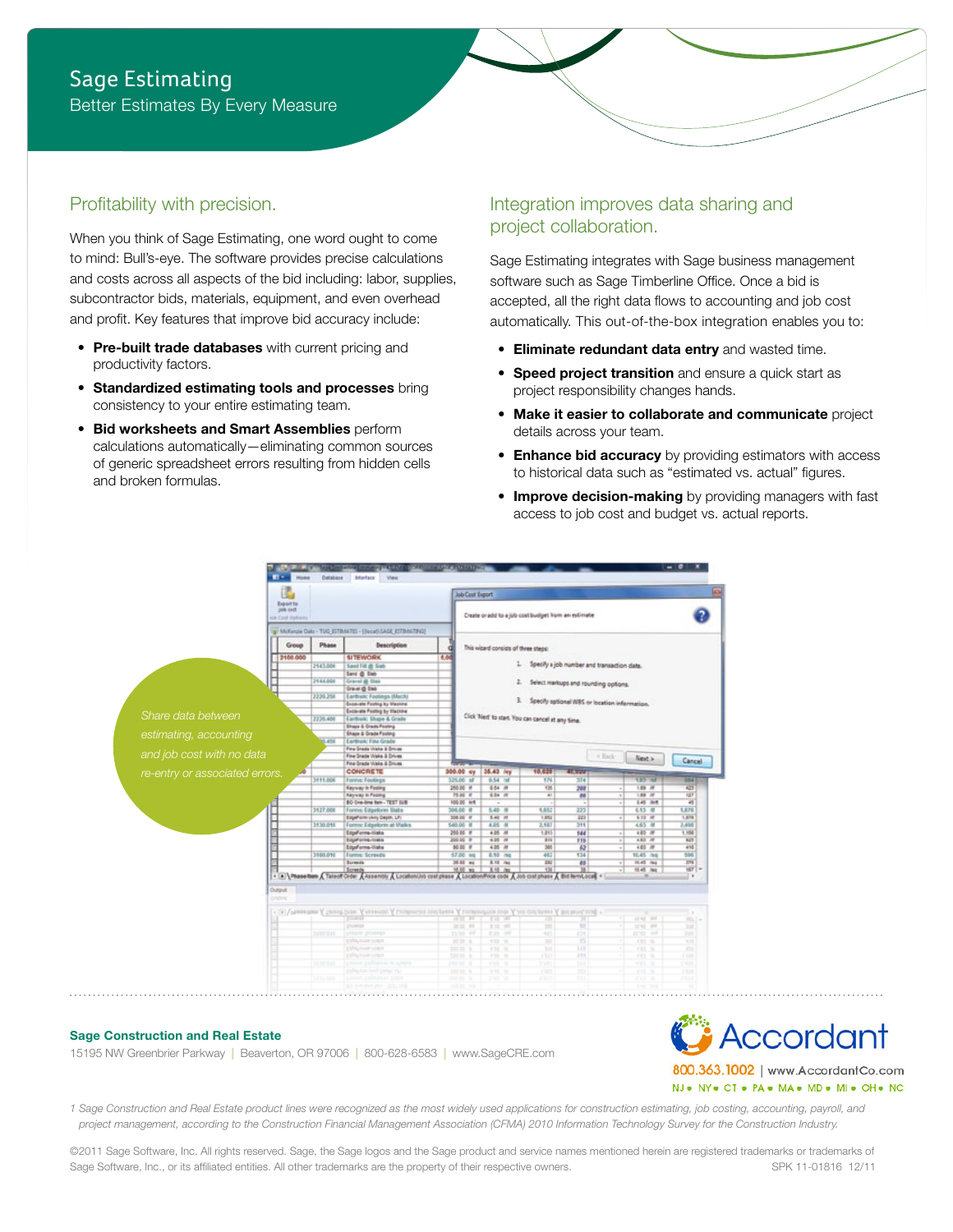# Sage Estimating

Better Estimates By Every Measure

## Profitability with precision.

When you think of Sage Estimating, one word ought to come to mind: Bull's-eye. The software provides precise calculations and costs across all aspects of the bid including: labor, supplies, subcontractor bids, materials, equipment, and even overhead and profit. Key features that improve bid accuracy include:

- **Pre-built trade databases** with current pricing and productivity factors.
- **Standardized estimating tools and processes** bring consistency to your entire estimating team.
- **Bid worksheets and Smart Assemblies** perform calculations automatically—eliminating common sources of generic spreadsheet errors resulting from hidden cells and broken formulas.

## Integration improves data sharing and project collaboration.

Sage Estimating integrates with Sage business management software such as Sage Timberline Office. Once a bid is accepted, all the right data flows to accounting and job cost automatically. This out-of-the-box integration enables you to:

- **Eliminate redundant data entry** and wasted time.
- **Speed project transition** and ensure a quick start as project responsibility changes hands.
- **Make it easier to collaborate and communicate** project details across your team.
- **Enhance bid accuracy** by providing estimators with access to historical data such as "estimated vs. actual" figures.
- **Improve decision-making** by providing managers with fast access to job cost and budget vs. actual reports.

*Share data between estimating, accounting and job cost with no data re-entry or associated errors.*

**Sage Construction and Real Estate**

15195 NW Greenbrier Parkway | Beaverton, OR 97006 | 800-628-6583 | www.SageCRE.com

Accordant

800.363.1002 | www.AccordantCo.com

NJ • NY • CT • PA • MA • MD • MI • OH • NC

*1 Sage Construction and Real Estate product lines were recognized as the most widely used applications for construction estimating, job costing, accounting, payroll, and project management, according to the Construction Financial Management Association (CFMA) 2010 Information Technology Survey for the Construction Industry.*

©2011 Sage Software, Inc. All rights reserved. Sage, the Sage logos and the Sage product and service names mentioned herein are registered trademarks or trademarks of Sage Software, Inc., or its affiliated entities. All other trademarks are the property of their respective owners. SPK 11-01816 12/11